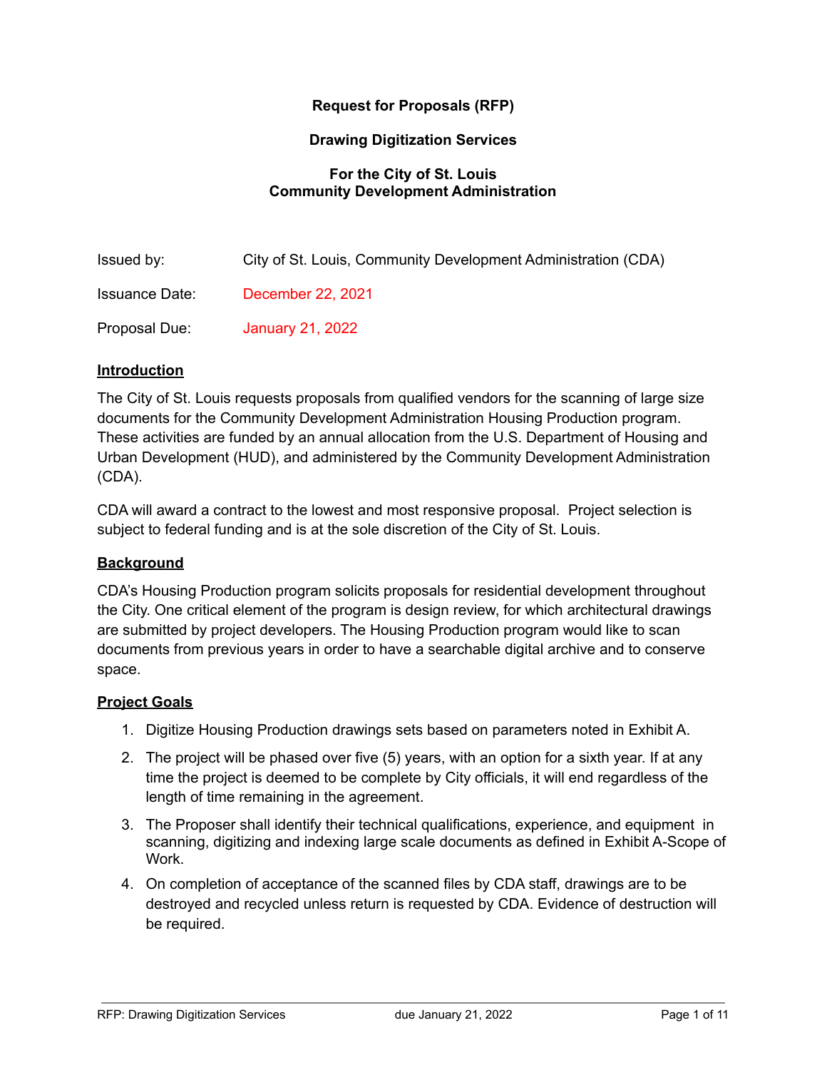**Request for Proposals (RFP)**

**Drawing Digitization Services**

**For the City of St. Louis**
**Community Development Administration**

| | |
|---|---|
| Issued by: | City of St. Louis, Community Development Administration (CDA) |
| Issuance Date: | December 22, 2021 |
| Proposal Due: | January 21, 2022 |

## Introduction

The City of St. Louis requests proposals from qualified vendors for the scanning of large size documents for the Community Development Administration Housing Production program. These activities are funded by an annual allocation from the U.S. Department of Housing and Urban Development (HUD), and administered by the Community Development Administration (CDA).

CDA will award a contract to the lowest and most responsive proposal. Project selection is subject to federal funding and is at the sole discretion of the City of St. Louis.

## Background

CDA's Housing Production program solicits proposals for residential development throughout the City. One critical element of the program is design review, for which architectural drawings are submitted by project developers. The Housing Production program would like to scan documents from previous years in order to have a searchable digital archive and to conserve space.

## Project Goals

1. Digitize Housing Production drawings sets based on parameters noted in Exhibit A.
2. The project will be phased over five (5) years, with an option for a sixth year. If at any time the project is deemed to be complete by City officials, it will end regardless of the length of time remaining in the agreement.
3. The Proposer shall identify their technical qualifications, experience, and equipment in scanning, digitizing and indexing large scale documents as defined in Exhibit A-Scope of Work.
4. On completion of acceptance of the scanned files by CDA staff, drawings are to be destroyed and recycled unless return is requested by CDA. Evidence of destruction will be required.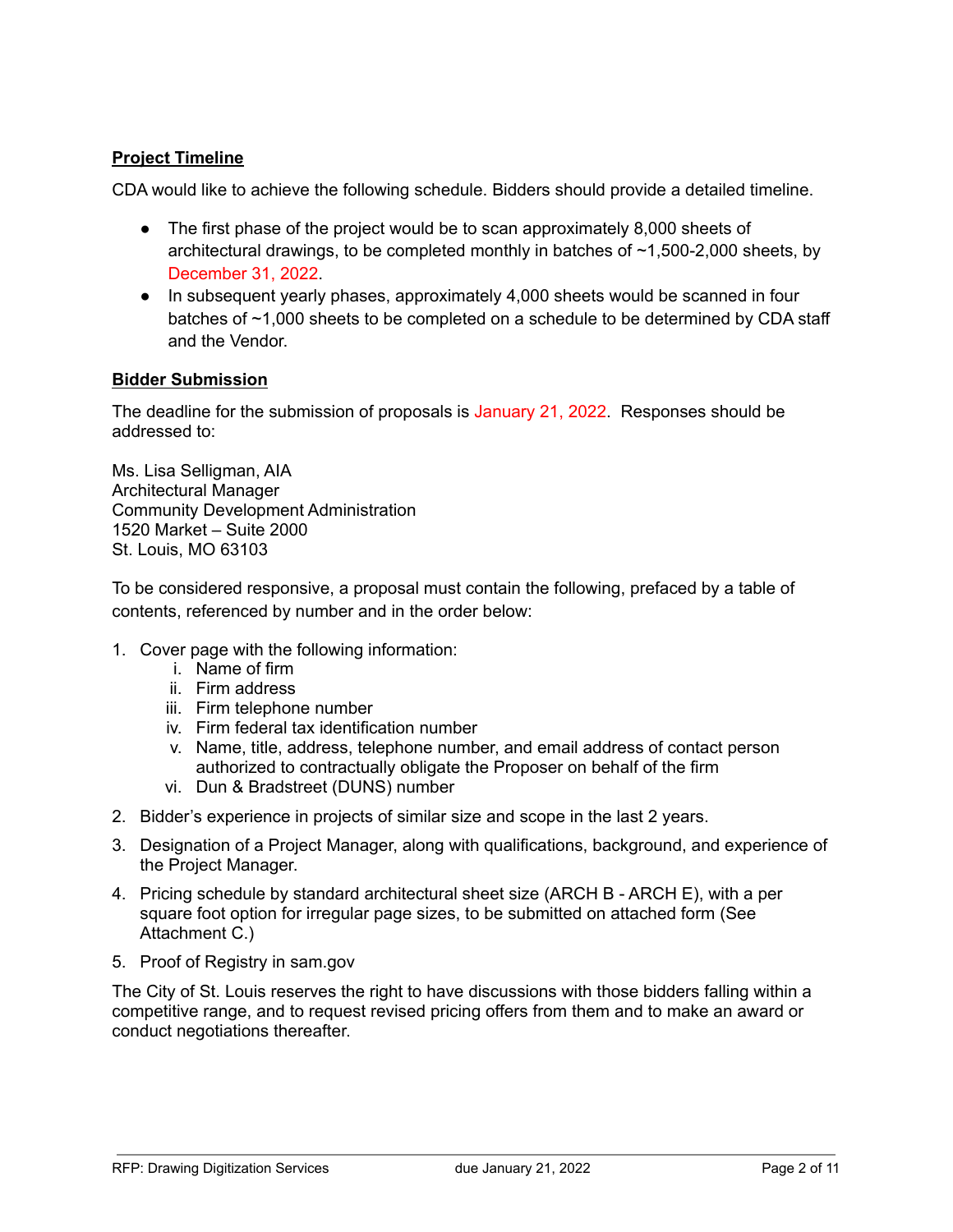## Project Timeline

CDA would like to achieve the following schedule. Bidders should provide a detailed timeline.

- The first phase of the project would be to scan approximately 8,000 sheets of architectural drawings, to be completed monthly in batches of ~1,500-2,000 sheets, by December 31, 2022.
- In subsequent yearly phases, approximately 4,000 sheets would be scanned in four batches of ~1,000 sheets to be completed on a schedule to be determined by CDA staff and the Vendor.

## Bidder Submission

The deadline for the submission of proposals is January 21, 2022. Responses should be addressed to:

Ms. Lisa Selligman, AIA
Architectural Manager
Community Development Administration
1520 Market – Suite 2000
St. Louis, MO 63103

To be considered responsive, a proposal must contain the following, prefaced by a table of contents, referenced by number and in the order below:

1. Cover page with the following information:
   i. Name of firm
   ii. Firm address
   iii. Firm telephone number
   iv. Firm federal tax identification number
   v. Name, title, address, telephone number, and email address of contact person authorized to contractually obligate the Proposer on behalf of the firm
   vi. Dun & Bradstreet (DUNS) number
2. Bidder's experience in projects of similar size and scope in the last 2 years.
3. Designation of a Project Manager, along with qualifications, background, and experience of the Project Manager.
4. Pricing schedule by standard architectural sheet size (ARCH B - ARCH E), with a per square foot option for irregular page sizes, to be submitted on attached form (See Attachment C.)
5. Proof of Registry in sam.gov

The City of St. Louis reserves the right to have discussions with those bidders falling within a competitive range, and to request revised pricing offers from them and to make an award or conduct negotiations thereafter.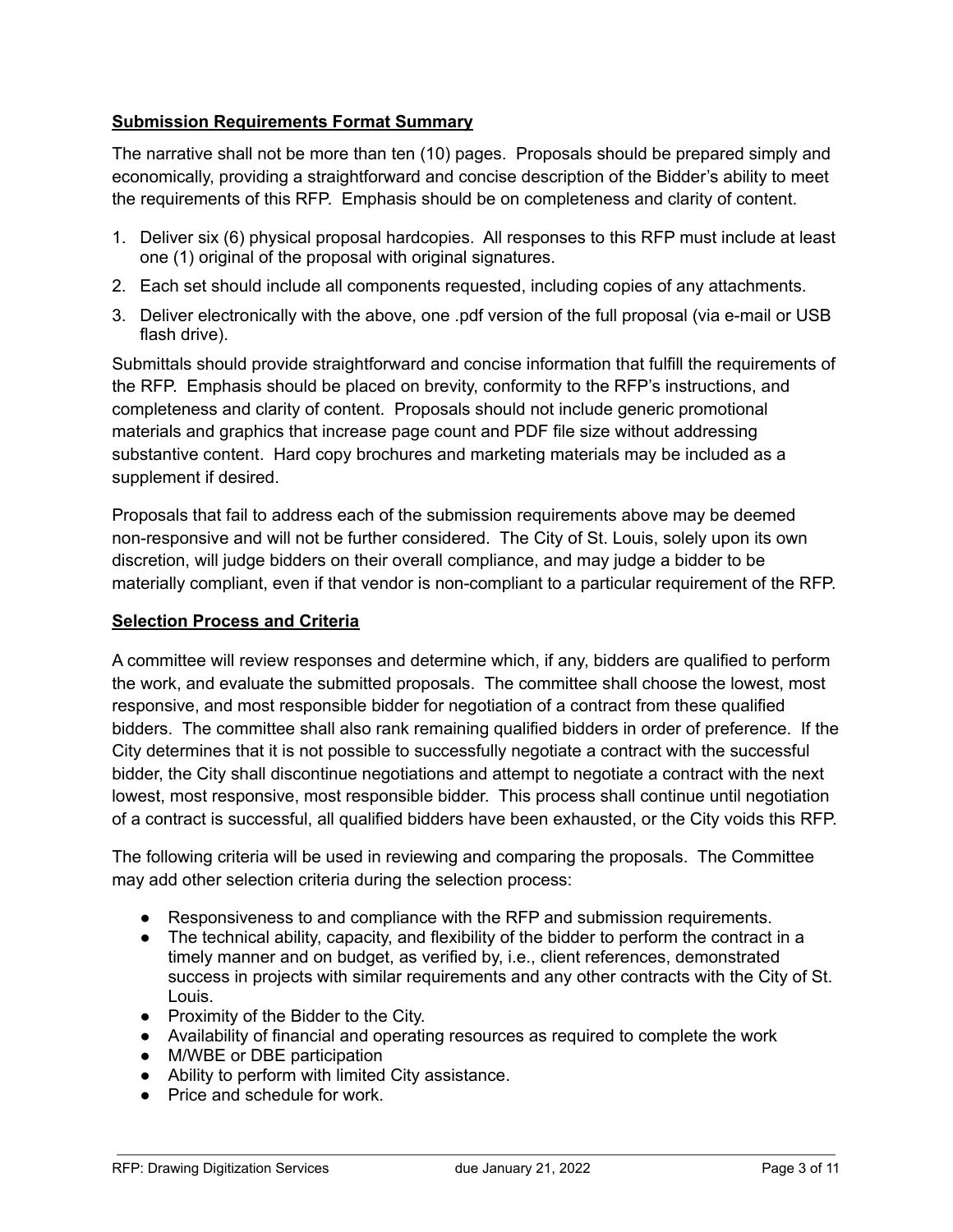**Submission Requirements Format Summary**

The narrative shall not be more than ten (10) pages. Proposals should be prepared simply and economically, providing a straightforward and concise description of the Bidder's ability to meet the requirements of this RFP. Emphasis should be on completeness and clarity of content.

1. Deliver six (6) physical proposal hardcopies. All responses to this RFP must include at least one (1) original of the proposal with original signatures.
2. Each set should include all components requested, including copies of any attachments.
3. Deliver electronically with the above, one .pdf version of the full proposal (via e-mail or USB flash drive).

Submittals should provide straightforward and concise information that fulfill the requirements of the RFP. Emphasis should be placed on brevity, conformity to the RFP's instructions, and completeness and clarity of content. Proposals should not include generic promotional materials and graphics that increase page count and PDF file size without addressing substantive content. Hard copy brochures and marketing materials may be included as a supplement if desired.

Proposals that fail to address each of the submission requirements above may be deemed non-responsive and will not be further considered. The City of St. Louis, solely upon its own discretion, will judge bidders on their overall compliance, and may judge a bidder to be materially compliant, even if that vendor is non-compliant to a particular requirement of the RFP.

**Selection Process and Criteria**

A committee will review responses and determine which, if any, bidders are qualified to perform the work, and evaluate the submitted proposals. The committee shall choose the lowest, most responsive, and most responsible bidder for negotiation of a contract from these qualified bidders. The committee shall also rank remaining qualified bidders in order of preference. If the City determines that it is not possible to successfully negotiate a contract with the successful bidder, the City shall discontinue negotiations and attempt to negotiate a contract with the next lowest, most responsive, most responsible bidder. This process shall continue until negotiation of a contract is successful, all qualified bidders have been exhausted, or the City voids this RFP.

The following criteria will be used in reviewing and comparing the proposals. The Committee may add other selection criteria during the selection process:

- Responsiveness to and compliance with the RFP and submission requirements.
- The technical ability, capacity, and flexibility of the bidder to perform the contract in a timely manner and on budget, as verified by, i.e., client references, demonstrated success in projects with similar requirements and any other contracts with the City of St. Louis.
- Proximity of the Bidder to the City.
- Availability of financial and operating resources as required to complete the work
- M/WBE or DBE participation
- Ability to perform with limited City assistance.
- Price and schedule for work.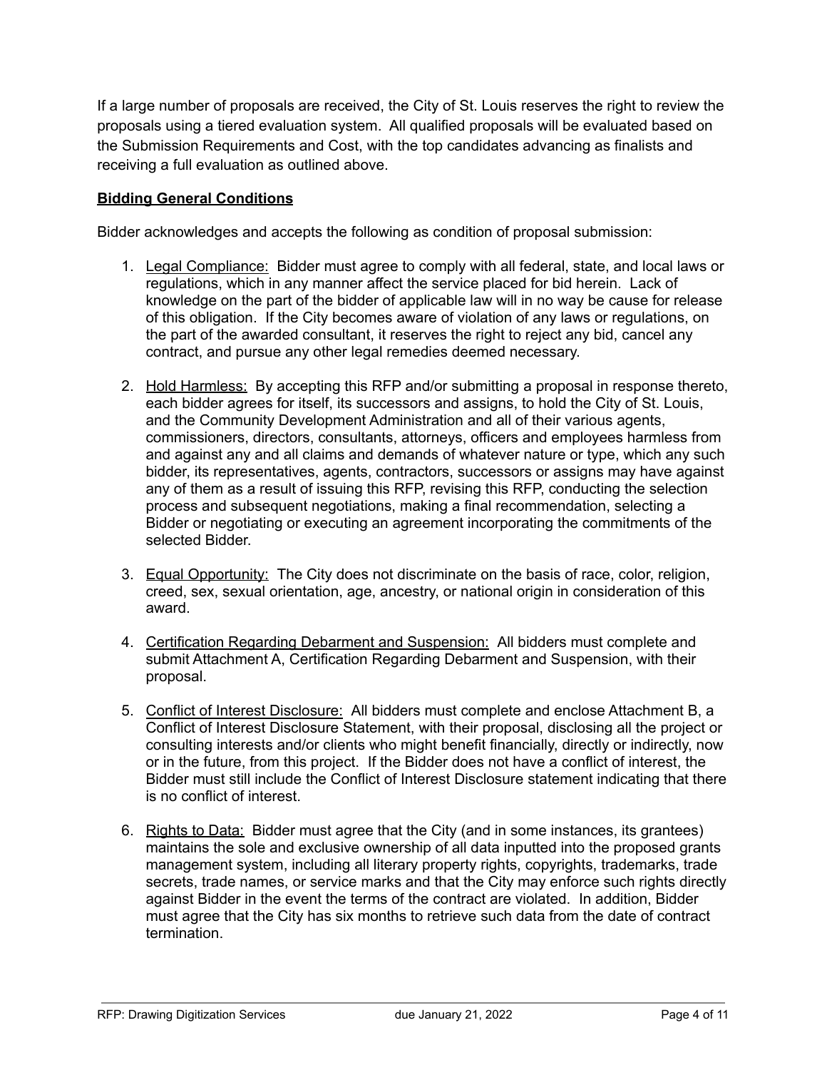If a large number of proposals are received, the City of St. Louis reserves the right to review the proposals using a tiered evaluation system. All qualified proposals will be evaluated based on the Submission Requirements and Cost, with the top candidates advancing as finalists and receiving a full evaluation as outlined above.

**Bidding General Conditions**

Bidder acknowledges and accepts the following as condition of proposal submission:

1. Legal Compliance: Bidder must agree to comply with all federal, state, and local laws or regulations, which in any manner affect the service placed for bid herein. Lack of knowledge on the part of the bidder of applicable law will in no way be cause for release of this obligation. If the City becomes aware of violation of any laws or regulations, on the part of the awarded consultant, it reserves the right to reject any bid, cancel any contract, and pursue any other legal remedies deemed necessary.

2. Hold Harmless: By accepting this RFP and/or submitting a proposal in response thereto, each bidder agrees for itself, its successors and assigns, to hold the City of St. Louis, and the Community Development Administration and all of their various agents, commissioners, directors, consultants, attorneys, officers and employees harmless from and against any and all claims and demands of whatever nature or type, which any such bidder, its representatives, agents, contractors, successors or assigns may have against any of them as a result of issuing this RFP, revising this RFP, conducting the selection process and subsequent negotiations, making a final recommendation, selecting a Bidder or negotiating or executing an agreement incorporating the commitments of the selected Bidder.

3. Equal Opportunity: The City does not discriminate on the basis of race, color, religion, creed, sex, sexual orientation, age, ancestry, or national origin in consideration of this award.

4. Certification Regarding Debarment and Suspension: All bidders must complete and submit Attachment A, Certification Regarding Debarment and Suspension, with their proposal.

5. Conflict of Interest Disclosure: All bidders must complete and enclose Attachment B, a Conflict of Interest Disclosure Statement, with their proposal, disclosing all the project or consulting interests and/or clients who might benefit financially, directly or indirectly, now or in the future, from this project. If the Bidder does not have a conflict of interest, the Bidder must still include the Conflict of Interest Disclosure statement indicating that there is no conflict of interest.

6. Rights to Data: Bidder must agree that the City (and in some instances, its grantees) maintains the sole and exclusive ownership of all data inputted into the proposed grants management system, including all literary property rights, copyrights, trademarks, trade secrets, trade names, or service marks and that the City may enforce such rights directly against Bidder in the event the terms of the contract are violated. In addition, Bidder must agree that the City has six months to retrieve such data from the date of contract termination.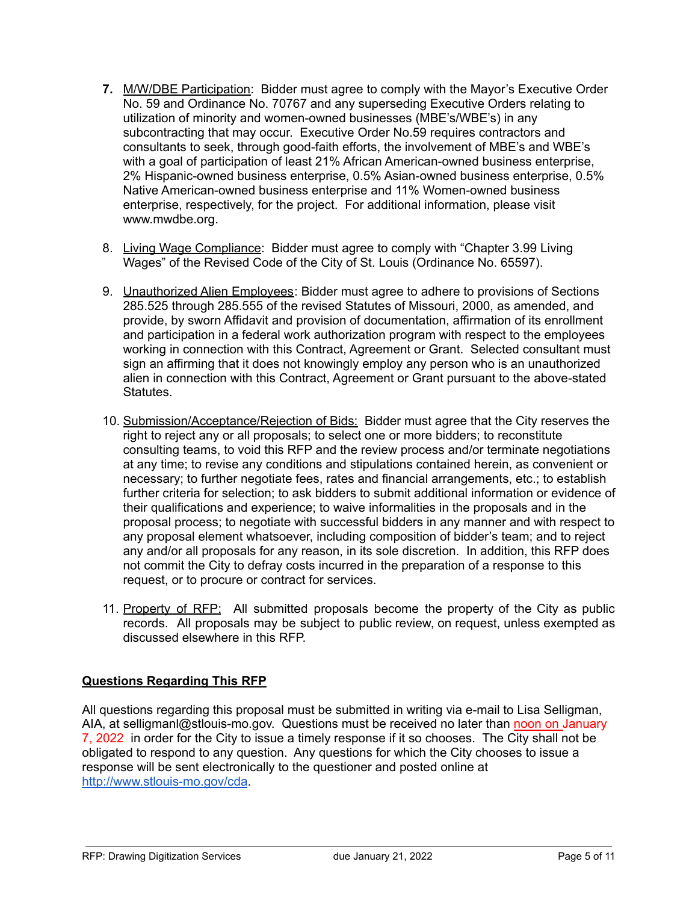7. **M/W/DBE Participation**: Bidder must agree to comply with the Mayor's Executive Order No. 59 and Ordinance No. 70767 and any superseding Executive Orders relating to utilization of minority and women-owned businesses (MBE's/WBE's) in any subcontracting that may occur. Executive Order No.59 requires contractors and consultants to seek, through good-faith efforts, the involvement of MBE's and WBE's with a goal of participation of least 21% African American-owned business enterprise, 2% Hispanic-owned business enterprise, 0.5% Asian-owned business enterprise, 0.5% Native American-owned business enterprise and 11% Women-owned business enterprise, respectively, for the project. For additional information, please visit www.mwdbe.org.

8. Living Wage Compliance: Bidder must agree to comply with "Chapter 3.99 Living Wages" of the Revised Code of the City of St. Louis (Ordinance No. 65597).

9. Unauthorized Alien Employees: Bidder must agree to adhere to provisions of Sections 285.525 through 285.555 of the revised Statutes of Missouri, 2000, as amended, and provide, by sworn Affidavit and provision of documentation, affirmation of its enrollment and participation in a federal work authorization program with respect to the employees working in connection with this Contract, Agreement or Grant. Selected consultant must sign an affirming that it does not knowingly employ any person who is an unauthorized alien in connection with this Contract, Agreement or Grant pursuant to the above-stated Statutes.

10. Submission/Acceptance/Rejection of Bids: Bidder must agree that the City reserves the right to reject any or all proposals; to select one or more bidders; to reconstitute consulting teams, to void this RFP and the review process and/or terminate negotiations at any time; to revise any conditions and stipulations contained herein, as convenient or necessary; to further negotiate fees, rates and financial arrangements, etc.; to establish further criteria for selection; to ask bidders to submit additional information or evidence of their qualifications and experience; to waive informalities in the proposals and in the proposal process; to negotiate with successful bidders in any manner and with respect to any proposal element whatsoever, including composition of bidder's team; and to reject any and/or all proposals for any reason, in its sole discretion. In addition, this RFP does not commit the City to defray costs incurred in the preparation of a response to this request, or to procure or contract for services.

11. Property of RFP: All submitted proposals become the property of the City as public records. All proposals may be subject to public review, on request, unless exempted as discussed elsewhere in this RFP.

## Questions Regarding This RFP

All questions regarding this proposal must be submitted in writing via e-mail to Lisa Selligman, AIA, at selligmanl@stlouis-mo.gov. Questions must be received no later than noon on January 7, 2022 in order for the City to issue a timely response if it so chooses. The City shall not be obligated to respond to any question. Any questions for which the City chooses to issue a response will be sent electronically to the questioner and posted online at http://www.stlouis-mo.gov/cda.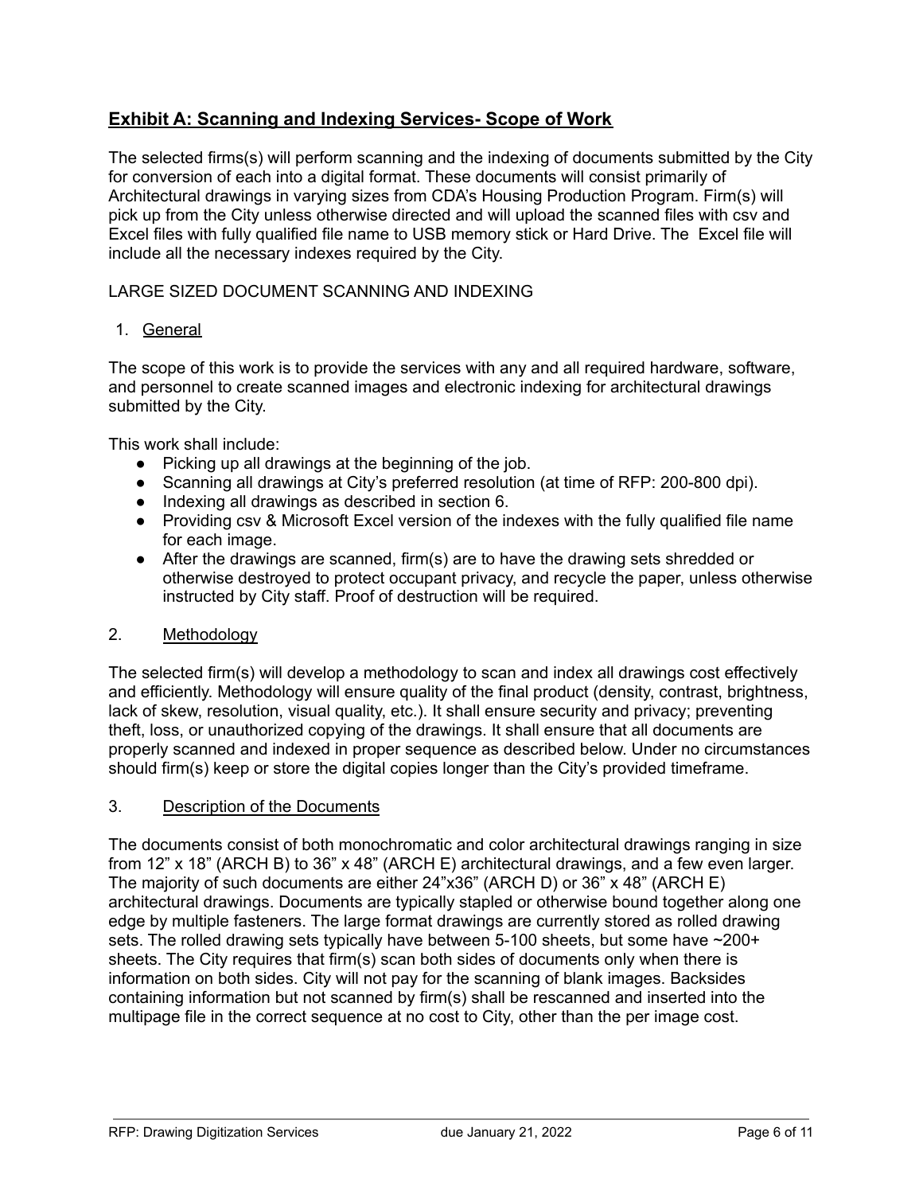## Exhibit A: Scanning and Indexing Services- Scope of Work

The selected firms(s) will perform scanning and the indexing of documents submitted by the City for conversion of each into a digital format. These documents will consist primarily of Architectural drawings in varying sizes from CDA's Housing Production Program. Firm(s) will pick up from the City unless otherwise directed and will upload the scanned files with csv and Excel files with fully qualified file name to USB memory stick or Hard Drive. The Excel file will include all the necessary indexes required by the City.

LARGE SIZED DOCUMENT SCANNING AND INDEXING

1. General

The scope of this work is to provide the services with any and all required hardware, software, and personnel to create scanned images and electronic indexing for architectural drawings submitted by the City.

This work shall include:

- Picking up all drawings at the beginning of the job.
- Scanning all drawings at City's preferred resolution (at time of RFP: 200-800 dpi).
- Indexing all drawings as described in section 6.
- Providing csv & Microsoft Excel version of the indexes with the fully qualified file name for each image.
- After the drawings are scanned, firm(s) are to have the drawing sets shredded or otherwise destroyed to protect occupant privacy, and recycle the paper, unless otherwise instructed by City staff. Proof of destruction will be required.

2. Methodology

The selected firm(s) will develop a methodology to scan and index all drawings cost effectively and efficiently. Methodology will ensure quality of the final product (density, contrast, brightness, lack of skew, resolution, visual quality, etc.). It shall ensure security and privacy; preventing theft, loss, or unauthorized copying of the drawings. It shall ensure that all documents are properly scanned and indexed in proper sequence as described below. Under no circumstances should firm(s) keep or store the digital copies longer than the City's provided timeframe.

3. Description of the Documents

The documents consist of both monochromatic and color architectural drawings ranging in size from 12" x 18" (ARCH B) to 36" x 48" (ARCH E) architectural drawings, and a few even larger. The majority of such documents are either 24"x36" (ARCH D) or 36" x 48" (ARCH E) architectural drawings. Documents are typically stapled or otherwise bound together along one edge by multiple fasteners. The large format drawings are currently stored as rolled drawing sets. The rolled drawing sets typically have between 5-100 sheets, but some have ~200+ sheets. The City requires that firm(s) scan both sides of documents only when there is information on both sides. City will not pay for the scanning of blank images. Backsides containing information but not scanned by firm(s) shall be rescanned and inserted into the multipage file in the correct sequence at no cost to City, other than the per image cost.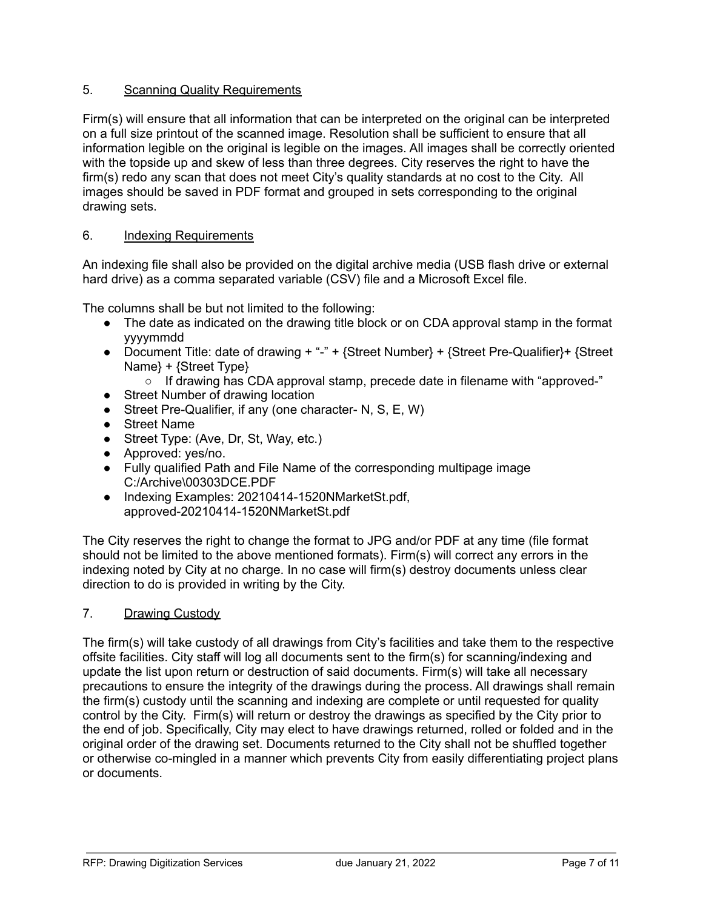## 5. Scanning Quality Requirements

Firm(s) will ensure that all information that can be interpreted on the original can be interpreted on a full size printout of the scanned image. Resolution shall be sufficient to ensure that all information legible on the original is legible on the images. All images shall be correctly oriented with the topside up and skew of less than three degrees. City reserves the right to have the firm(s) redo any scan that does not meet City's quality standards at no cost to the City. All images should be saved in PDF format and grouped in sets corresponding to the original drawing sets.

## 6. Indexing Requirements

An indexing file shall also be provided on the digital archive media (USB flash drive or external hard drive) as a comma separated variable (CSV) file and a Microsoft Excel file.

The columns shall be but not limited to the following:

- The date as indicated on the drawing title block or on CDA approval stamp in the format yyyymmdd
- Document Title: date of drawing + "-" + {Street Number} + {Street Pre-Qualifier}+ {Street Name} + {Street Type}
  - If drawing has CDA approval stamp, precede date in filename with "approved-"
- Street Number of drawing location
- Street Pre-Qualifier, if any (one character- N, S, E, W)
- Street Name
- Street Type: (Ave, Dr, St, Way, etc.)
- Approved: yes/no.
- Fully qualified Path and File Name of the corresponding multipage image C:/Archive\00303DCE.PDF
- Indexing Examples: 20210414-1520NMarketSt.pdf, approved-20210414-1520NMarketSt.pdf

The City reserves the right to change the format to JPG and/or PDF at any time (file format should not be limited to the above mentioned formats). Firm(s) will correct any errors in the indexing noted by City at no charge. In no case will firm(s) destroy documents unless clear direction to do is provided in writing by the City.

## 7. Drawing Custody

The firm(s) will take custody of all drawings from City's facilities and take them to the respective offsite facilities. City staff will log all documents sent to the firm(s) for scanning/indexing and update the list upon return or destruction of said documents. Firm(s) will take all necessary precautions to ensure the integrity of the drawings during the process. All drawings shall remain the firm(s) custody until the scanning and indexing are complete or until requested for quality control by the City. Firm(s) will return or destroy the drawings as specified by the City prior to the end of job. Specifically, City may elect to have drawings returned, rolled or folded and in the original order of the drawing set. Documents returned to the City shall not be shuffled together or otherwise co-mingled in a manner which prevents City from easily differentiating project plans or documents.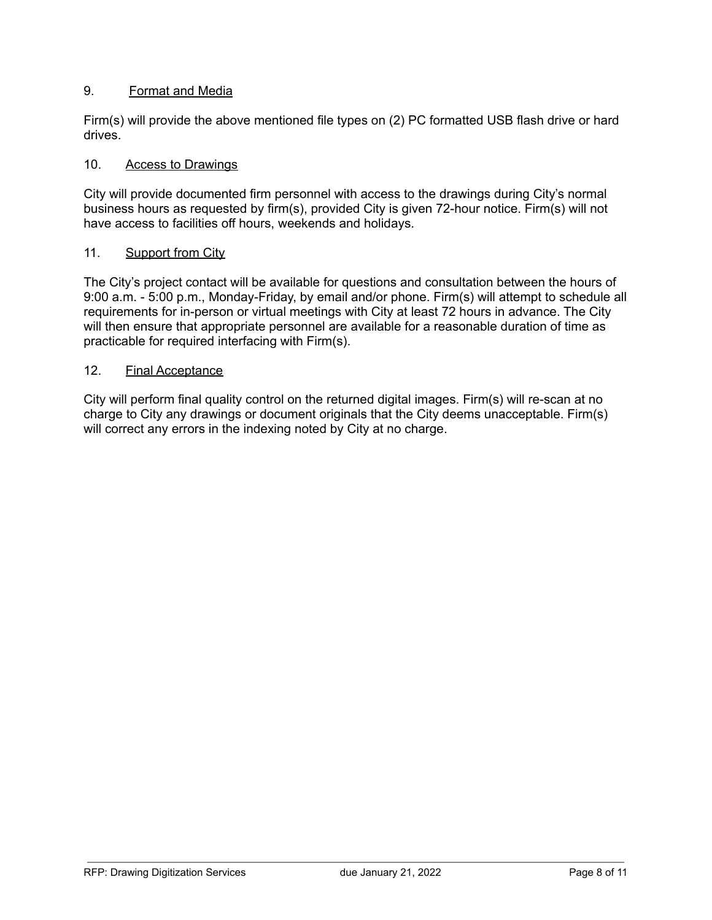## 9. Format and Media

Firm(s) will provide the above mentioned file types on (2) PC formatted USB flash drive or hard drives.

## 10. Access to Drawings

City will provide documented firm personnel with access to the drawings during City's normal business hours as requested by firm(s), provided City is given 72-hour notice. Firm(s) will not have access to facilities off hours, weekends and holidays.

## 11. Support from City

The City's project contact will be available for questions and consultation between the hours of 9:00 a.m. - 5:00 p.m., Monday-Friday, by email and/or phone. Firm(s) will attempt to schedule all requirements for in-person or virtual meetings with City at least 72 hours in advance. The City will then ensure that appropriate personnel are available for a reasonable duration of time as practicable for required interfacing with Firm(s).

## 12. Final Acceptance

City will perform final quality control on the returned digital images. Firm(s) will re-scan at no charge to City any drawings or document originals that the City deems unacceptable. Firm(s) will correct any errors in the indexing noted by City at no charge.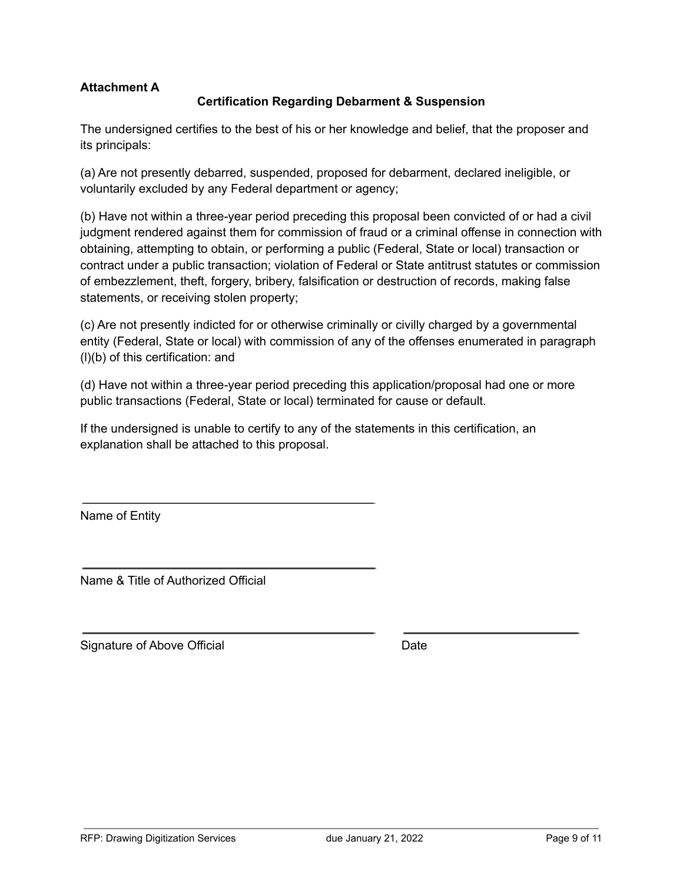**Attachment A**

**Certification Regarding Debarment & Suspension**

The undersigned certifies to the best of his or her knowledge and belief, that the proposer and its principals:

(a) Are not presently debarred, suspended, proposed for debarment, declared ineligible, or voluntarily excluded by any Federal department or agency;

(b) Have not within a three-year period preceding this proposal been convicted of or had a civil judgment rendered against them for commission of fraud or a criminal offense in connection with obtaining, attempting to obtain, or performing a public (Federal, State or local) transaction or contract under a public transaction; violation of Federal or State antitrust statutes or commission of embezzlement, theft, forgery, bribery, falsification or destruction of records, making false statements, or receiving stolen property;

(c) Are not presently indicted for or otherwise criminally or civilly charged by a governmental entity (Federal, State or local) with commission of any of the offenses enumerated in paragraph (l)(b) of this certification: and

(d) Have not within a three-year period preceding this application/proposal had one or more public transactions (Federal, State or local) terminated for cause or default.

If the undersigned is unable to certify to any of the statements in this certification, an explanation shall be attached to this proposal.

\_\_\_\_\_\_\_\_\_\_\_\_\_\_\_\_\_\_\_\_\_\_\_\_\_\_\_\_\_\_\_\_\_\_\_\_\_\_\_\_

Name of Entity

\_\_\_\_\_\_\_\_\_\_\_\_\_\_\_\_\_\_\_\_\_\_\_\_\_\_\_\_\_\_\_\_\_\_\_\_\_\_\_\_

Name & Title of Authorized Official

\_\_\_\_\_\_\_\_\_\_\_\_\_\_\_\_\_\_\_\_\_\_\_\_\_\_\_\_\_\_\_\_\_\_\_\_\_\_\_\_ \_\_\_\_\_\_\_\_\_\_\_\_\_\_\_\_\_\_\_\_\_\_\_\_

Signature of Above Official Date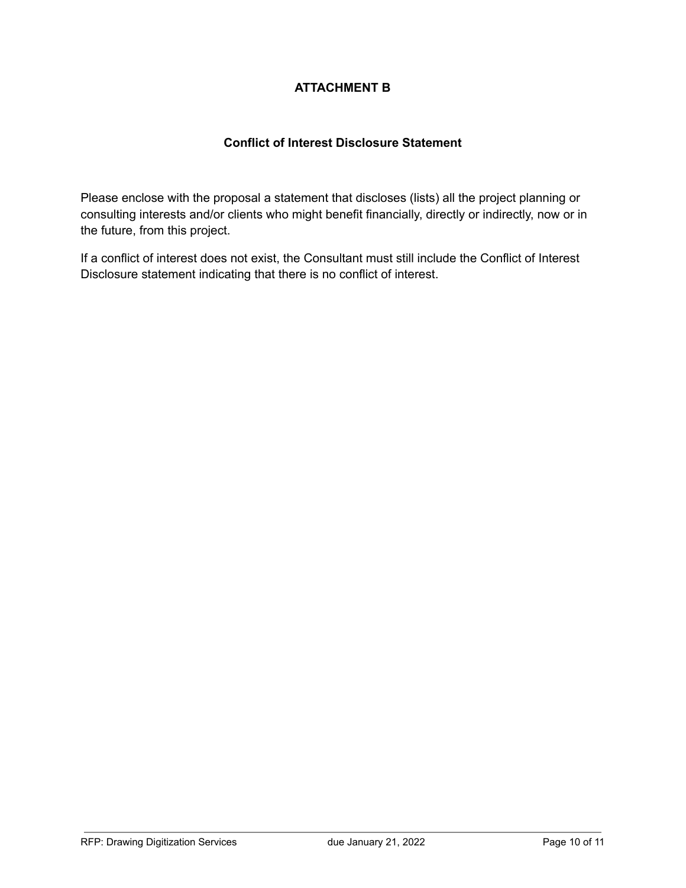**ATTACHMENT B**

**Conflict of Interest Disclosure Statement**

Please enclose with the proposal a statement that discloses (lists) all the project planning or consulting interests and/or clients who might benefit financially, directly or indirectly, now or in the future, from this project.

If a conflict of interest does not exist, the Consultant must still include the Conflict of Interest Disclosure statement indicating that there is no conflict of interest.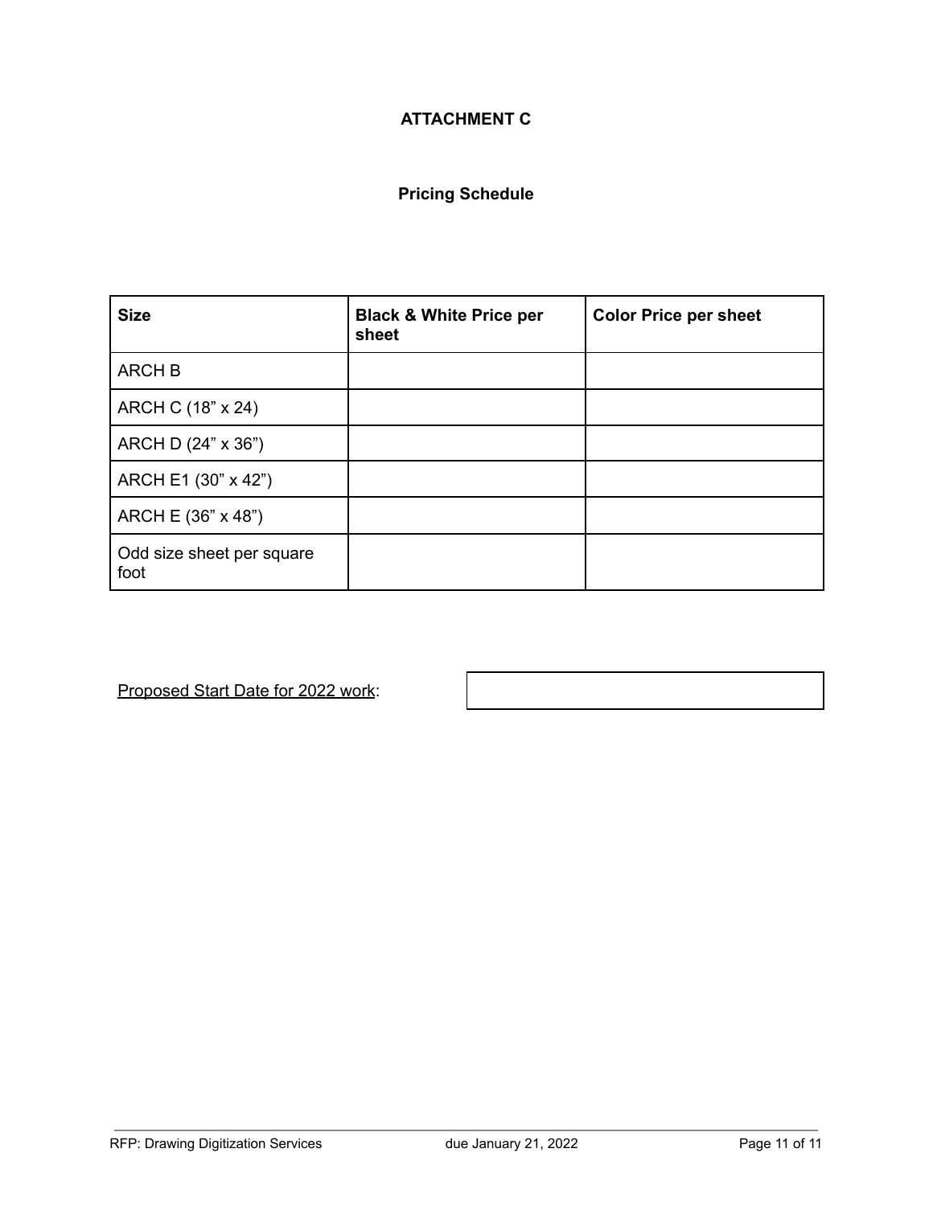## ATTACHMENT C

### Pricing Schedule

| Size | Black & White Price per sheet | Color Price per sheet |
|---|---|---|
| ARCH B | | |
| ARCH C (18” x 24) | | |
| ARCH D (24” x 36”) | | |
| ARCH E1 (30” x 42”) | | |
| ARCH E (36” x 48”) | | |
| Odd size sheet per square foot | | |

Proposed Start Date for 2022 work: